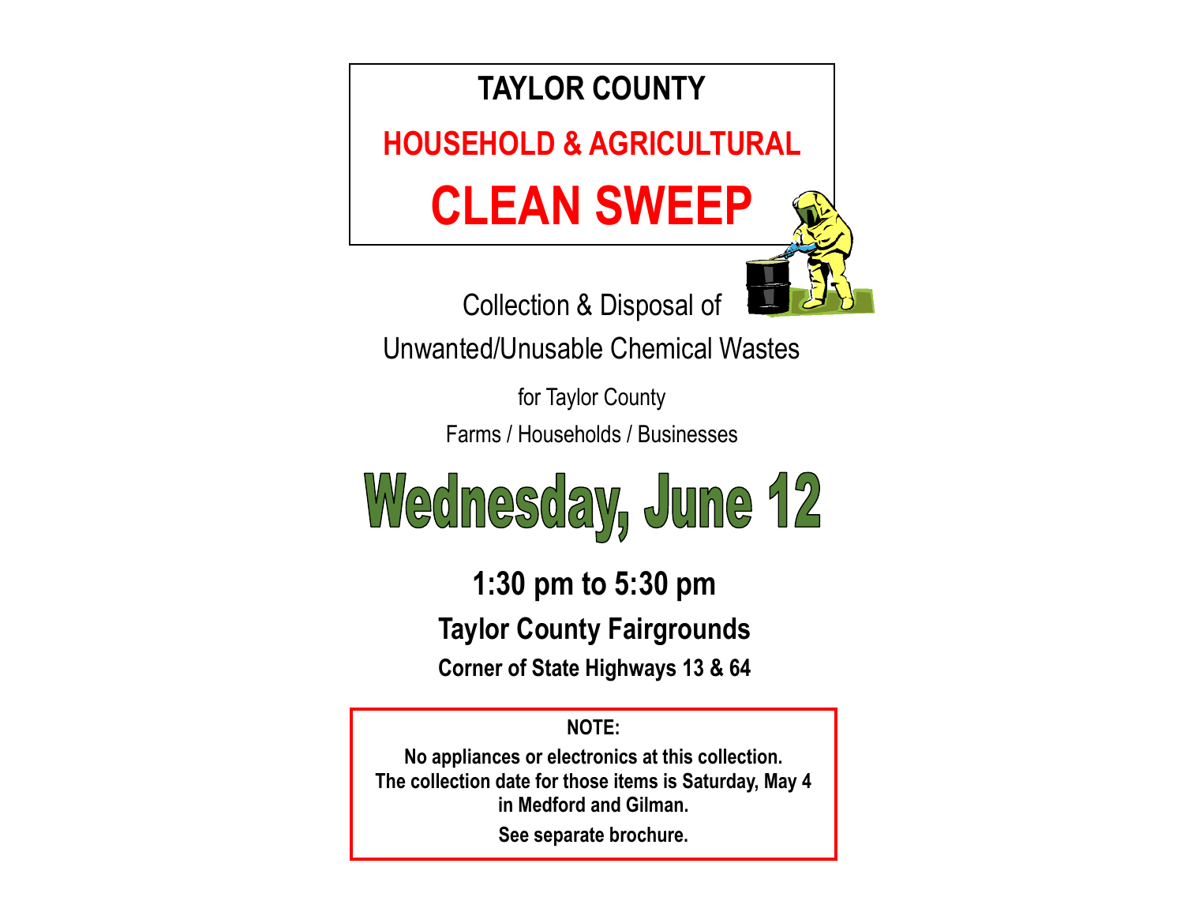# TAYLOR COUNTY

## HOUSEHOLD & AGRICULTURAL

# CLEAN SWEEP

Collection & Disposal of

Unwanted/Unusable Chemical Wastes

for Taylor County

Farms / Households / Businesses

# Wednesday, June 12

**1:30 pm to 5:30 pm**

**Taylor County Fairgrounds**

**Corner of State Highways 13 & 64**

**NOTE:**

**No appliances or electronics at this collection.**
**The collection date for those items is Saturday, May 4 in Medford and Gilman.**

**See separate brochure.**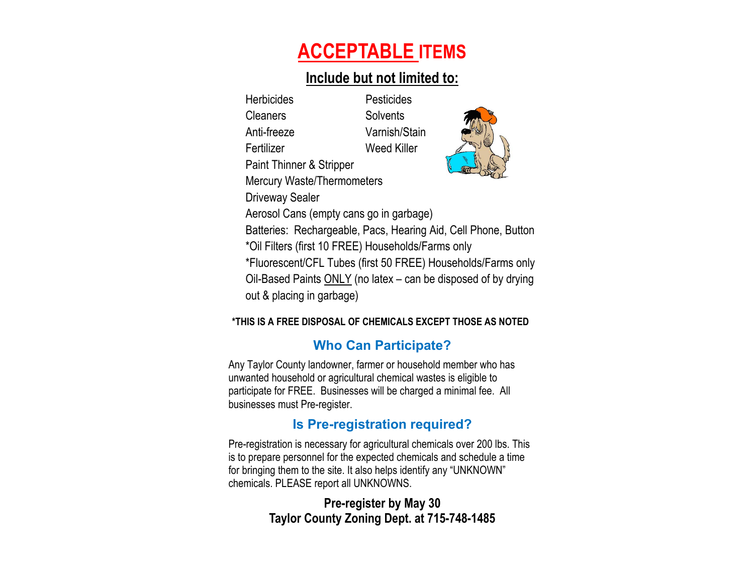# ACCEPTABLE ITEMS

## Include but not limited to:

- Herbicides
- Pesticides
- Cleaners
- Solvents
- Anti-freeze
- Varnish/Stain
- Fertilizer
- Weed Killer
- Paint Thinner & Stripper
- Mercury Waste/Thermometers
- Driveway Sealer
- Aerosol Cans (empty cans go in garbage)
- Batteries: Rechargeable, Pacs, Hearing Aid, Cell Phone, Button
- *Oil Filters (first 10 FREE) Households/Farms only
- *Fluorescent/CFL Tubes (first 50 FREE) Households/Farms only
- Oil-Based Paints ONLY (no latex – can be disposed of by drying out & placing in garbage)

**\*THIS IS A FREE DISPOSAL OF CHEMICALS EXCEPT THOSE AS NOTED**

## Who Can Participate?

Any Taylor County landowner, farmer or household member who has unwanted household or agricultural chemical wastes is eligible to participate for FREE. Businesses will be charged a minimal fee. All businesses must Pre-register.

## Is Pre-registration required?

Pre-registration is necessary for agricultural chemicals over 200 lbs. This is to prepare personnel for the expected chemicals and schedule a time for bringing them to the site. It also helps identify any "UNKNOWN" chemicals. PLEASE report all UNKNOWNS.

**Pre-register by May 30**
**Taylor County Zoning Dept. at 715-748-1485**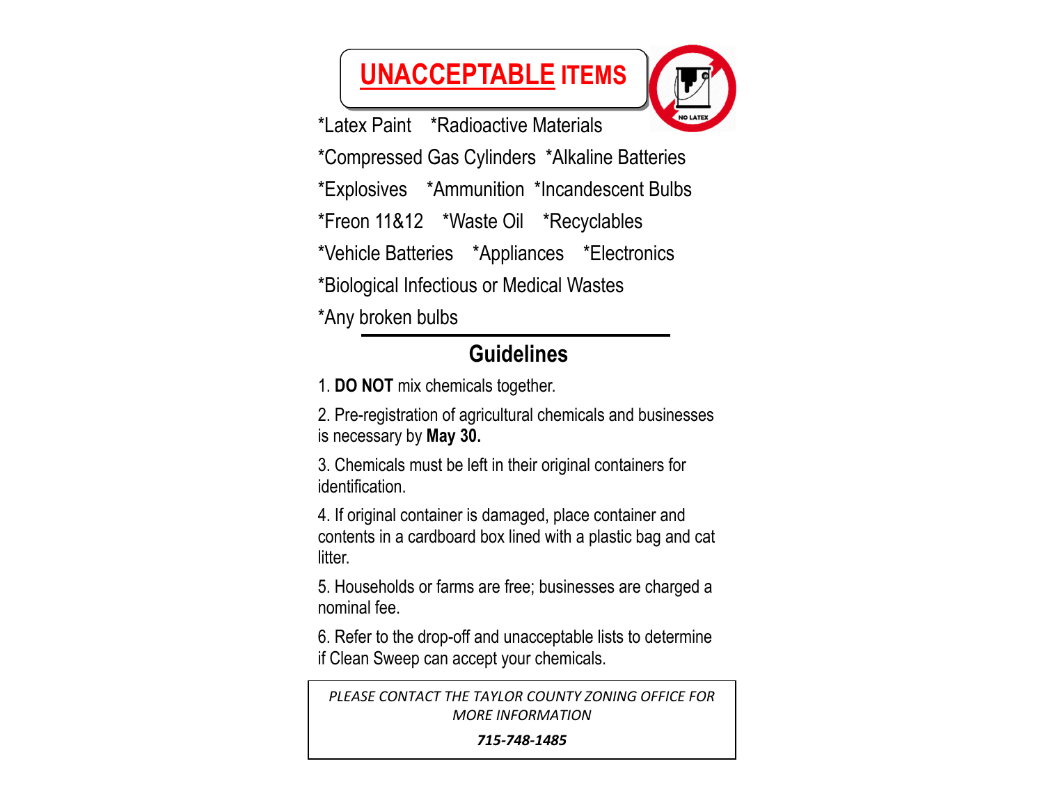# UNACCEPTABLE ITEMS

*Latex Paint *Radioactive Materials

*Compressed Gas Cylinders *Alkaline Batteries

*Explosives *Ammunition *Incandescent Bulbs

*Freon 11&12 *Waste Oil *Recyclables

*Vehicle Batteries *Appliances *Electronics

*Biological Infectious or Medical Wastes

*Any broken bulbs

## Guidelines

1. **DO NOT** mix chemicals together.

2. Pre-registration of agricultural chemicals and businesses is necessary by **May 30.**

3. Chemicals must be left in their original containers for identification.

4. If original container is damaged, place container and contents in a cardboard box lined with a plastic bag and cat litter.

5. Households or farms are free; businesses are charged a nominal fee.

6. Refer to the drop-off and unacceptable lists to determine if Clean Sweep can accept your chemicals.

*PLEASE CONTACT THE TAYLOR COUNTY ZONING OFFICE FOR MORE INFORMATION*

***715-748-1485***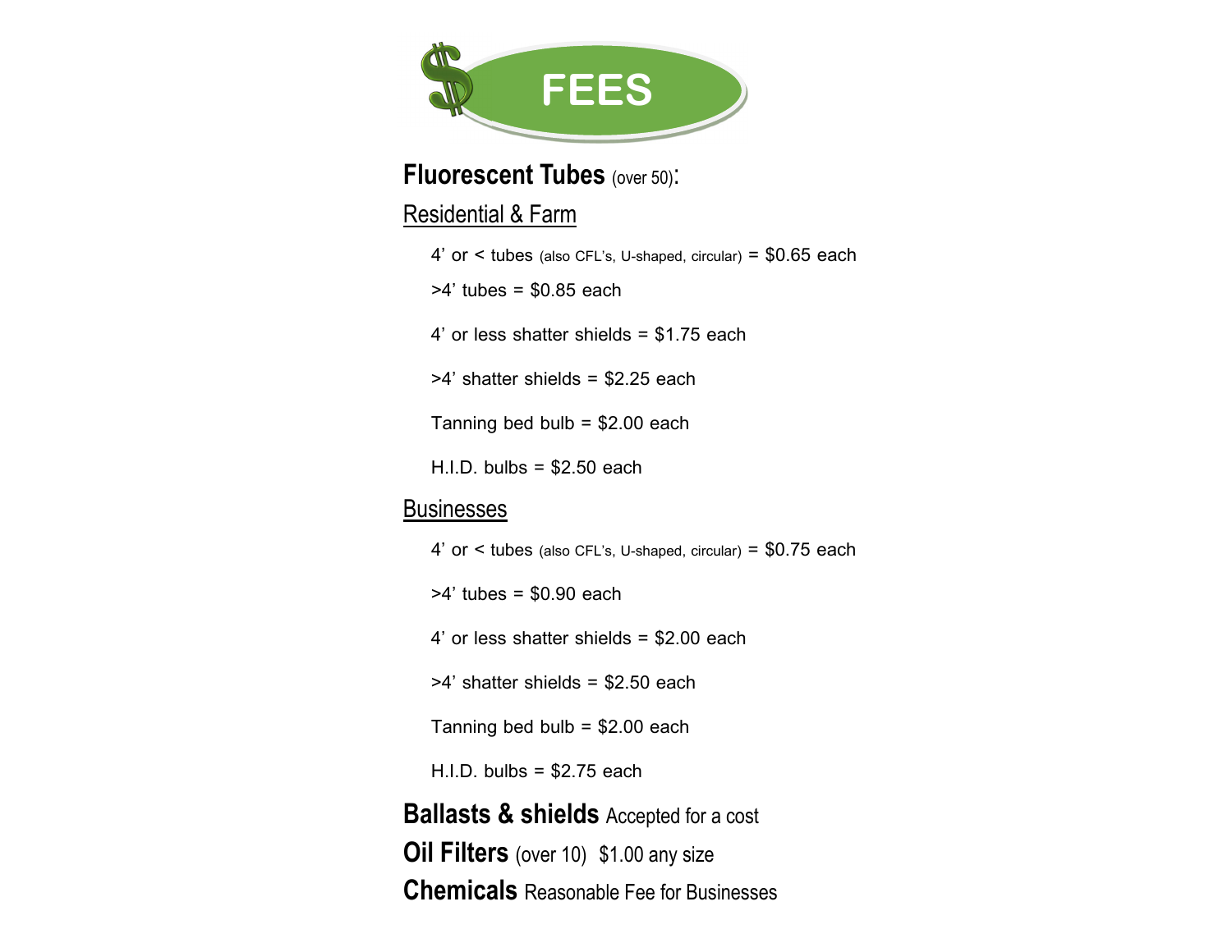# FEES

## Fluorescent Tubes (over 50):

### Residential & Farm

4' or < tubes (also CFL's, U-shaped, circular) = $0.65 each

>4' tubes = $0.85 each

4' or less shatter shields = $1.75 each

>4' shatter shields = $2.25 each

Tanning bed bulb = $2.00 each

H.I.D. bulbs = $2.50 each

### Businesses

4' or < tubes (also CFL's, U-shaped, circular) = $0.75 each

>4' tubes = $0.90 each

4' or less shatter shields = $2.00 each

>4' shatter shields = $2.50 each

Tanning bed bulb = $2.00 each

H.I.D. bulbs = $2.75 each

**Ballasts & shields** Accepted for a cost

**Oil Filters** (over 10) $1.00 any size

**Chemicals** Reasonable Fee for Businesses